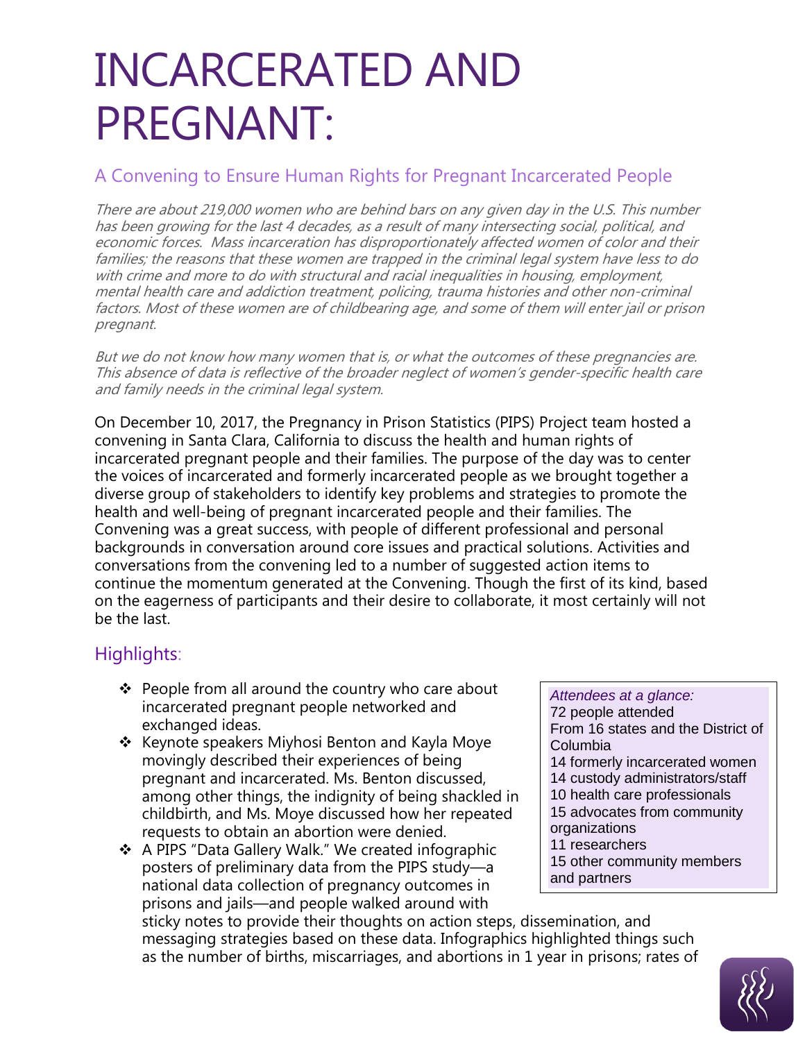# INCARCERATED AND PREGNANT:

## A Convening to Ensure Human Rights for Pregnant Incarcerated People

*There are about 219,000 women who are behind bars on any given day in the U.S. This number has been growing for the last 4 decades, as a result of many intersecting social, political, and economic forces. Mass incarceration has disproportionately affected women of color and their families; the reasons that these women are trapped in the criminal legal system have less to do with crime and more to do with structural and racial inequalities in housing, employment, mental health care and addiction treatment, policing, trauma histories and other non-criminal factors. Most of these women are of childbearing age, and some of them will enter jail or prison pregnant.*

*But we do not know how many women that is, or what the outcomes of these pregnancies are. This absence of data is reflective of the broader neglect of women's gender-specific health care and family needs in the criminal legal system.*

On December 10, 2017, the Pregnancy in Prison Statistics (PIPS) Project team hosted a convening in Santa Clara, California to discuss the health and human rights of incarcerated pregnant people and their families. The purpose of the day was to center the voices of incarcerated and formerly incarcerated people as we brought together a diverse group of stakeholders to identify key problems and strategies to promote the health and well-being of pregnant incarcerated people and their families. The Convening was a great success, with people of different professional and personal backgrounds in conversation around core issues and practical solutions. Activities and conversations from the convening led to a number of suggested action items to continue the momentum generated at the Convening. Though the first of its kind, based on the eagerness of participants and their desire to collaborate, it most certainly will not be the last.

## Highlights:

*Attendees at a glance:*
72 people attended
From 16 states and the District of Columbia
14 formerly incarcerated women
14 custody administrators/staff
10 health care professionals
15 advocates from community organizations
11 researchers
15 other community members and partners

- People from all around the country who care about incarcerated pregnant people networked and exchanged ideas.
- Keynote speakers Miyhosi Benton and Kayla Moye movingly described their experiences of being pregnant and incarcerated. Ms. Benton discussed, among other things, the indignity of being shackled in childbirth, and Ms. Moye discussed how her repeated requests to obtain an abortion were denied.
- A PIPS "Data Gallery Walk." We created infographic posters of preliminary data from the PIPS study—a national data collection of pregnancy outcomes in prisons and jails—and people walked around with sticky notes to provide their thoughts on action steps, dissemination, and messaging strategies based on these data. Infographics highlighted things such as the number of births, miscarriages, and abortions in 1 year in prisons; rates of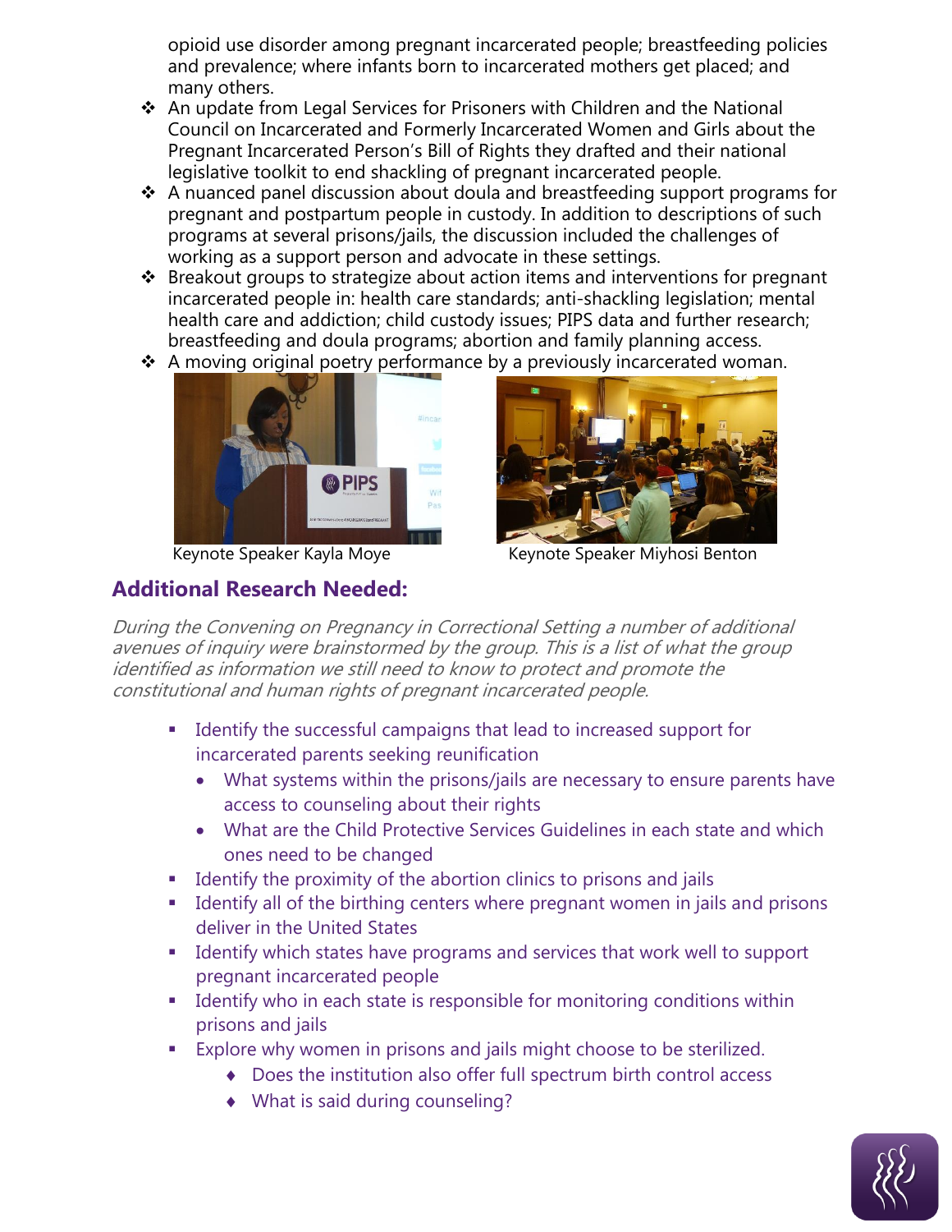opioid use disorder among pregnant incarcerated people; breastfeeding policies and prevalence; where infants born to incarcerated mothers get placed; and many others.

- An update from Legal Services for Prisoners with Children and the National Council on Incarcerated and Formerly Incarcerated Women and Girls about the Pregnant Incarcerated Person's Bill of Rights they drafted and their national legislative toolkit to end shackling of pregnant incarcerated people.
- A nuanced panel discussion about doula and breastfeeding support programs for pregnant and postpartum people in custody. In addition to descriptions of such programs at several prisons/jails, the discussion included the challenges of working as a support person and advocate in these settings.
- Breakout groups to strategize about action items and interventions for pregnant incarcerated people in: health care standards; anti-shackling legislation; mental health care and addiction; child custody issues; PIPS data and further research; breastfeeding and doula programs; abortion and family planning access.
- A moving original poetry performance by a previously incarcerated woman.

Keynote Speaker Kayla Moye

Keynote Speaker Miyhosi Benton

## Additional Research Needed:

*During the Convening on Pregnancy in Correctional Setting a number of additional avenues of inquiry were brainstormed by the group. This is a list of what the group identified as information we still need to know to protect and promote the constitutional and human rights of pregnant incarcerated people.*

- Identify the successful campaigns that lead to increased support for incarcerated parents seeking reunification
  - What systems within the prisons/jails are necessary to ensure parents have access to counseling about their rights
  - What are the Child Protective Services Guidelines in each state and which ones need to be changed
- Identify the proximity of the abortion clinics to prisons and jails
- Identify all of the birthing centers where pregnant women in jails and prisons deliver in the United States
- Identify which states have programs and services that work well to support pregnant incarcerated people
- Identify who in each state is responsible for monitoring conditions within prisons and jails
- Explore why women in prisons and jails might choose to be sterilized.
  - Does the institution also offer full spectrum birth control access
  - What is said during counseling?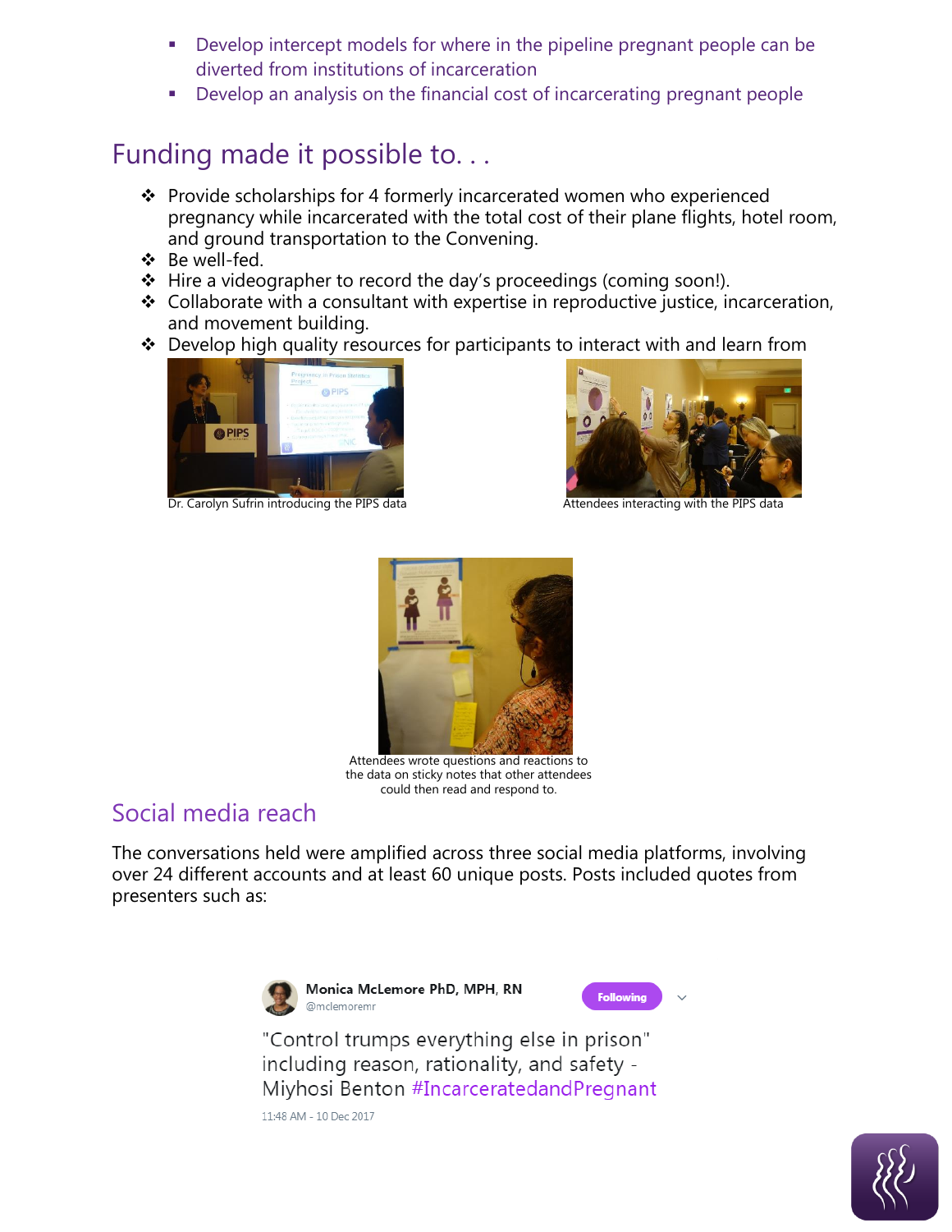- Develop intercept models for where in the pipeline pregnant people can be diverted from institutions of incarceration
- Develop an analysis on the financial cost of incarcerating pregnant people

## Funding made it possible to. . .

- Provide scholarships for 4 formerly incarcerated women who experienced pregnancy while incarcerated with the total cost of their plane flights, hotel room, and ground transportation to the Convening.
- Be well-fed.
- Hire a videographer to record the day's proceedings (coming soon!).
- Collaborate with a consultant with expertise in reproductive justice, incarceration, and movement building.
- Develop high quality resources for participants to interact with and learn from

Dr. Carolyn Sufrin introducing the PIPS data

Attendees interacting with the PIPS data

Attendees wrote questions and reactions to the data on sticky notes that other attendees could then read and respond to.

## Social media reach

The conversations held were amplified across three social media platforms, involving over 24 different accounts and at least 60 unique posts. Posts included quotes from presenters such as:

> **Monica McLemore PhD, MPH, RN**
> @mclemoremr
>
> "Control trumps everything else in prison" including reason, rationality, and safety - Miyhosi Benton #IncarceratedandPregnant
>
> 11:48 AM - 10 Dec 2017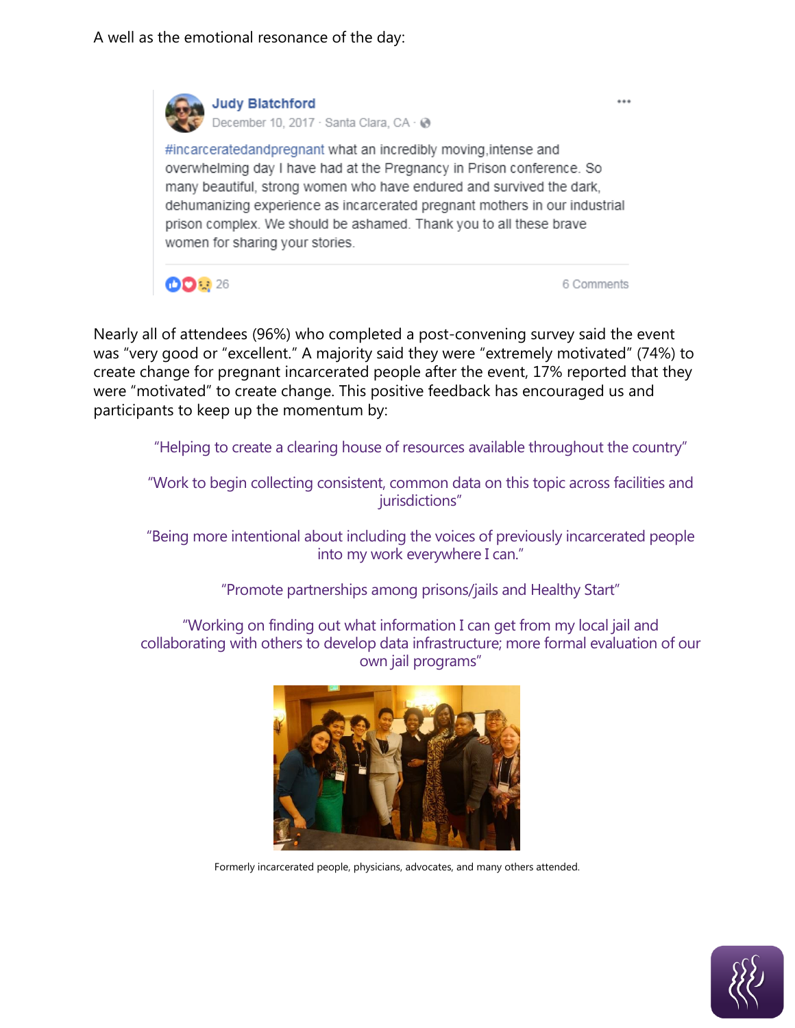A well as the emotional resonance of the day:

Judy Blatchford
December 10, 2017 · Santa Clara, CA

#incarceratedandpregnant what an incredibly moving,intense and overwhelming day I have had at the Pregnancy in Prison conference. So many beautiful, strong women who have endured and survived the dark, dehumanizing experience as incarcerated pregnant mothers in our industrial prison complex. We should be ashamed. Thank you to all these brave women for sharing your stories.

26 · 6 Comments

Nearly all of attendees (96%) who completed a post-convening survey said the event was "very good or "excellent." A majority said they were "extremely motivated" (74%) to create change for pregnant incarcerated people after the event, 17% reported that they were "motivated" to create change. This positive feedback has encouraged us and participants to keep up the momentum by:

> "Helping to create a clearing house of resources available throughout the country"

> "Work to begin collecting consistent, common data on this topic across facilities and jurisdictions"

> "Being more intentional about including the voices of previously incarcerated people into my work everywhere I can."

> "Promote partnerships among prisons/jails and Healthy Start"

> "Working on finding out what information I can get from my local jail and collaborating with others to develop data infrastructure; more formal evaluation of our own jail programs"

Formerly incarcerated people, physicians, advocates, and many others attended.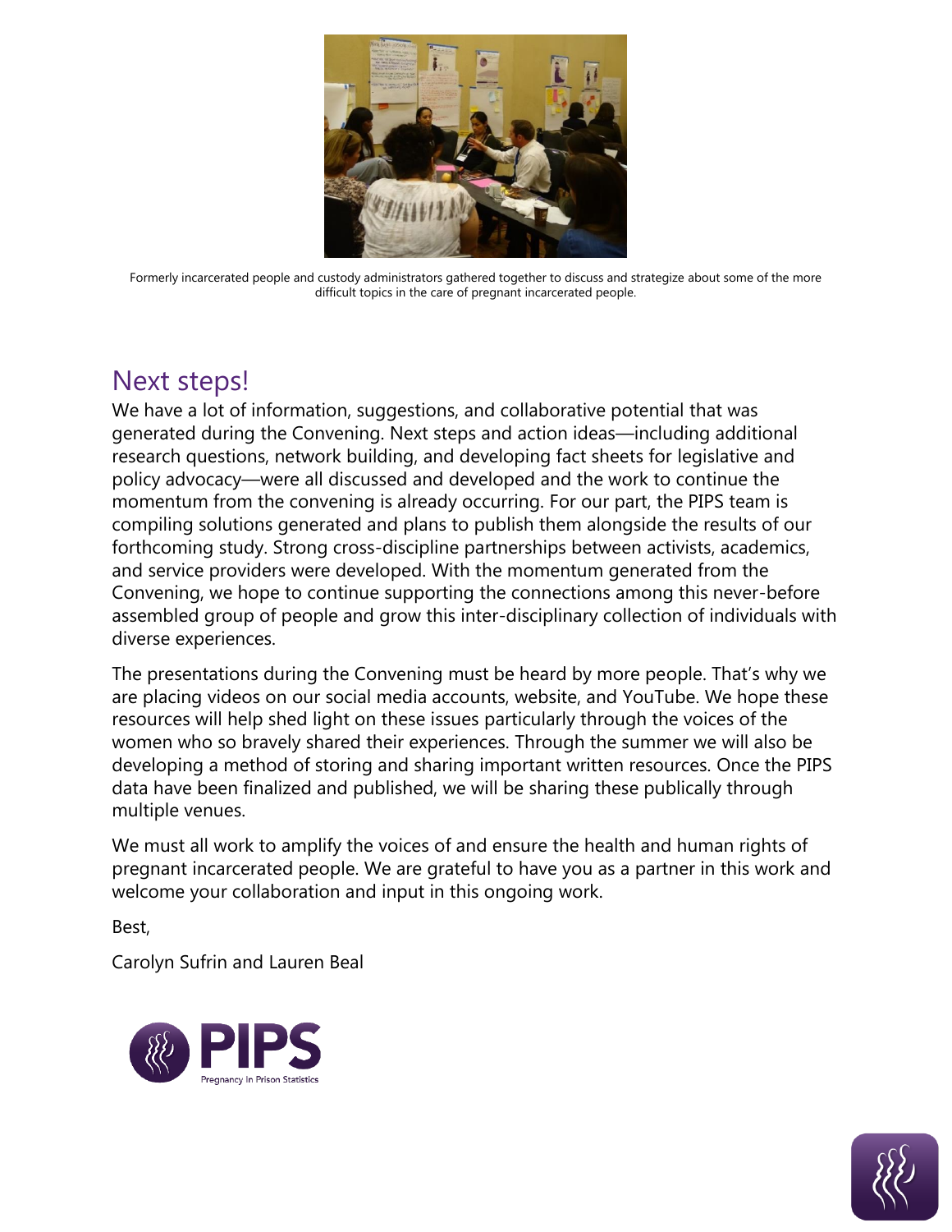Formerly incarcerated people and custody administrators gathered together to discuss and strategize about some of the more difficult topics in the care of pregnant incarcerated people.

## Next steps!

We have a lot of information, suggestions, and collaborative potential that was generated during the Convening. Next steps and action ideas—including additional research questions, network building, and developing fact sheets for legislative and policy advocacy—were all discussed and developed and the work to continue the momentum from the convening is already occurring. For our part, the PIPS team is compiling solutions generated and plans to publish them alongside the results of our forthcoming study. Strong cross-discipline partnerships between activists, academics, and service providers were developed. With the momentum generated from the Convening, we hope to continue supporting the connections among this never-before assembled group of people and grow this inter-disciplinary collection of individuals with diverse experiences.

The presentations during the Convening must be heard by more people. That's why we are placing videos on our social media accounts, website, and YouTube. We hope these resources will help shed light on these issues particularly through the voices of the women who so bravely shared their experiences. Through the summer we will also be developing a method of storing and sharing important written resources. Once the PIPS data have been finalized and published, we will be sharing these publically through multiple venues.

We must all work to amplify the voices of and ensure the health and human rights of pregnant incarcerated people. We are grateful to have you as a partner in this work and welcome your collaboration and input in this ongoing work.

Best,

Carolyn Sufrin and Lauren Beal

PIPS
Pregnancy In Prison Statistics